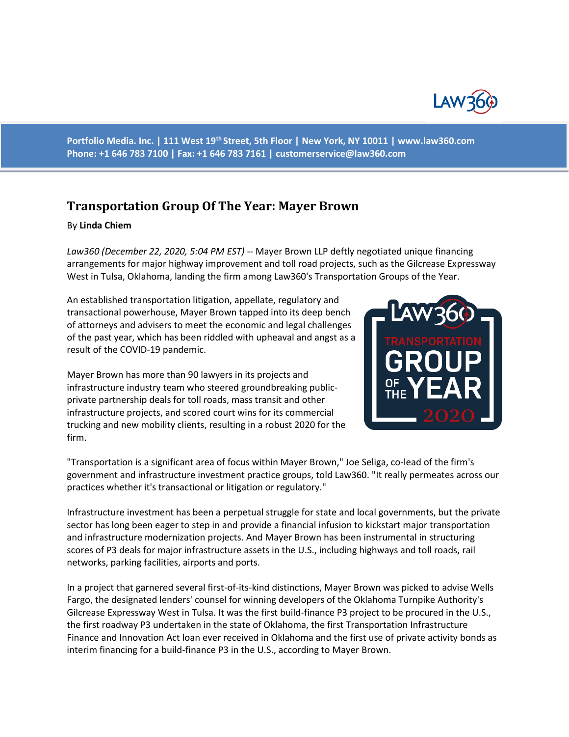Portfolio Media. Inc. | 111 West 19th Street, 5th Floor | New York, NY 10011 | www.law360.com
Phone: +1 646 783 7100 | Fax: +1 646 783 7161 | customerservice@law360.com

# Transportation Group Of The Year: Mayer Brown

By **Linda Chiem**

*Law360 (December 22, 2020, 5:04 PM EST)* -- Mayer Brown LLP deftly negotiated unique financing arrangements for major highway improvement and toll road projects, such as the Gilcrease Expressway West in Tulsa, Oklahoma, landing the firm among Law360's Transportation Groups of the Year.

An established transportation litigation, appellate, regulatory and transactional powerhouse, Mayer Brown tapped into its deep bench of attorneys and advisers to meet the economic and legal challenges of the past year, which has been riddled with upheaval and angst as a result of the COVID-19 pandemic.

Mayer Brown has more than 90 lawyers in its projects and infrastructure industry team who steered groundbreaking public-private partnership deals for toll roads, mass transit and other infrastructure projects, and scored court wins for its commercial trucking and new mobility clients, resulting in a robust 2020 for the firm.

"Transportation is a significant area of focus within Mayer Brown," Joe Seliga, co-lead of the firm's government and infrastructure investment practice groups, told Law360. "It really permeates across our practices whether it's transactional or litigation or regulatory."

Infrastructure investment has been a perpetual struggle for state and local governments, but the private sector has long been eager to step in and provide a financial infusion to kickstart major transportation and infrastructure modernization projects. And Mayer Brown has been instrumental in structuring scores of P3 deals for major infrastructure assets in the U.S., including highways and toll roads, rail networks, parking facilities, airports and ports.

In a project that garnered several first-of-its-kind distinctions, Mayer Brown was picked to advise Wells Fargo, the designated lenders' counsel for winning developers of the Oklahoma Turnpike Authority's Gilcrease Expressway West in Tulsa. It was the first build-finance P3 project to be procured in the U.S., the first roadway P3 undertaken in the state of Oklahoma, the first Transportation Infrastructure Finance and Innovation Act loan ever received in Oklahoma and the first use of private activity bonds as interim financing for a build-finance P3 in the U.S., according to Mayer Brown.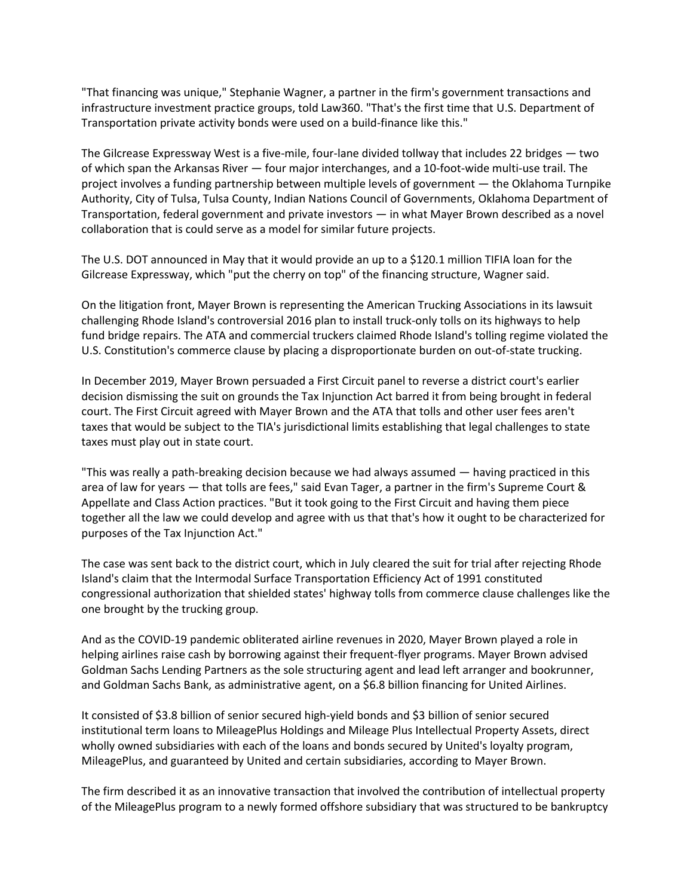"That financing was unique," Stephanie Wagner, a partner in the firm's government transactions and infrastructure investment practice groups, told Law360. "That's the first time that U.S. Department of Transportation private activity bonds were used on a build-finance like this."

The Gilcrease Expressway West is a five-mile, four-lane divided tollway that includes 22 bridges — two of which span the Arkansas River — four major interchanges, and a 10-foot-wide multi-use trail. The project involves a funding partnership between multiple levels of government — the Oklahoma Turnpike Authority, City of Tulsa, Tulsa County, Indian Nations Council of Governments, Oklahoma Department of Transportation, federal government and private investors — in what Mayer Brown described as a novel collaboration that is could serve as a model for similar future projects.

The U.S. DOT announced in May that it would provide an up to a $120.1 million TIFIA loan for the Gilcrease Expressway, which "put the cherry on top" of the financing structure, Wagner said.

On the litigation front, Mayer Brown is representing the American Trucking Associations in its lawsuit challenging Rhode Island's controversial 2016 plan to install truck-only tolls on its highways to help fund bridge repairs. The ATA and commercial truckers claimed Rhode Island's tolling regime violated the U.S. Constitution's commerce clause by placing a disproportionate burden on out-of-state trucking.

In December 2019, Mayer Brown persuaded a First Circuit panel to reverse a district court's earlier decision dismissing the suit on grounds the Tax Injunction Act barred it from being brought in federal court. The First Circuit agreed with Mayer Brown and the ATA that tolls and other user fees aren't taxes that would be subject to the TIA's jurisdictional limits establishing that legal challenges to state taxes must play out in state court.

"This was really a path-breaking decision because we had always assumed — having practiced in this area of law for years — that tolls are fees," said Evan Tager, a partner in the firm's Supreme Court & Appellate and Class Action practices. "But it took going to the First Circuit and having them piece together all the law we could develop and agree with us that that's how it ought to be characterized for purposes of the Tax Injunction Act."

The case was sent back to the district court, which in July cleared the suit for trial after rejecting Rhode Island's claim that the Intermodal Surface Transportation Efficiency Act of 1991 constituted congressional authorization that shielded states' highway tolls from commerce clause challenges like the one brought by the trucking group.

And as the COVID-19 pandemic obliterated airline revenues in 2020, Mayer Brown played a role in helping airlines raise cash by borrowing against their frequent-flyer programs. Mayer Brown advised Goldman Sachs Lending Partners as the sole structuring agent and lead left arranger and bookrunner, and Goldman Sachs Bank, as administrative agent, on a $6.8 billion financing for United Airlines.

It consisted of $3.8 billion of senior secured high-yield bonds and $3 billion of senior secured institutional term loans to MileagePlus Holdings and Mileage Plus Intellectual Property Assets, direct wholly owned subsidiaries with each of the loans and bonds secured by United's loyalty program, MileagePlus, and guaranteed by United and certain subsidiaries, according to Mayer Brown.

The firm described it as an innovative transaction that involved the contribution of intellectual property of the MileagePlus program to a newly formed offshore subsidiary that was structured to be bankruptcy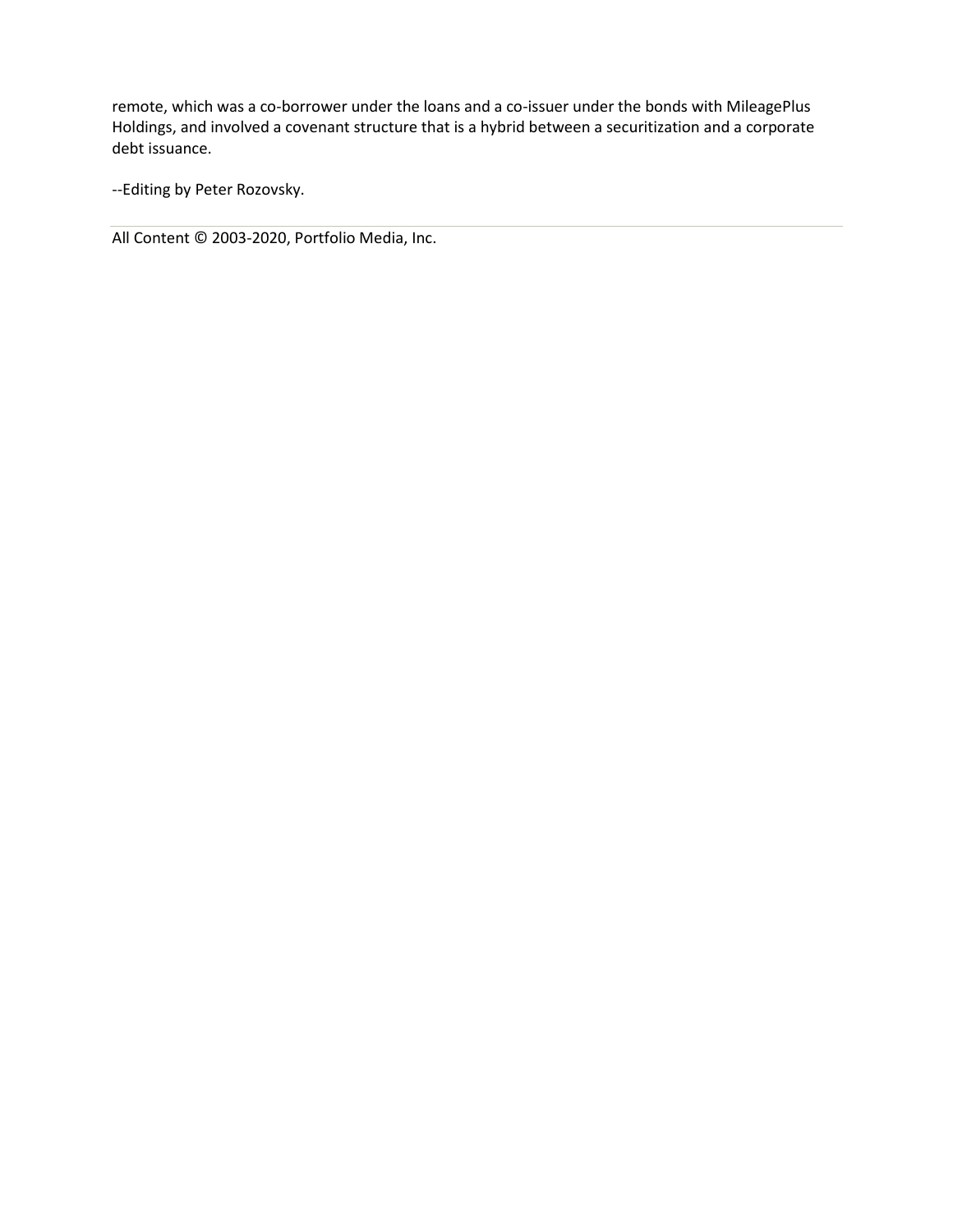remote, which was a co-borrower under the loans and a co-issuer under the bonds with MileagePlus Holdings, and involved a covenant structure that is a hybrid between a securitization and a corporate debt issuance.

--Editing by Peter Rozovsky.

All Content © 2003-2020, Portfolio Media, Inc.